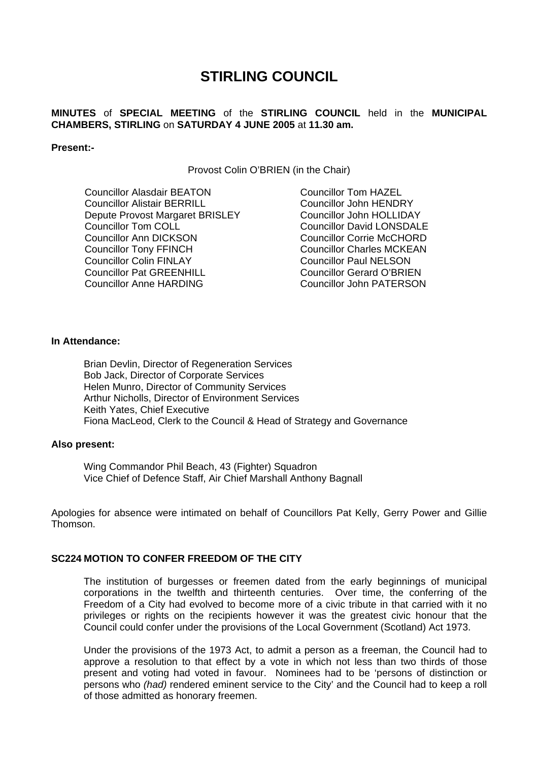# STIRLING COUNCIL

**MINUTES** of **SPECIAL MEETING** of the **STIRLING COUNCIL** held in the **MUNICIPAL CHAMBERS, STIRLING** on **SATURDAY 4 JUNE 2005** at **11.30 am.**

**Present:-**

Provost Colin O'BRIEN (in the Chair)

Councillor Alasdair BEATON
Councillor Alistair BERRILL
Depute Provost Margaret BRISLEY
Councillor Tom COLL
Councillor Ann DICKSON
Councillor Tony FFINCH
Councillor Colin FINLAY
Councillor Pat GREENHILL
Councillor Anne HARDING
Councillor Tom HAZEL
Councillor John HENDRY
Councillor John HOLLIDAY
Councillor David LONSDALE
Councillor Corrie McCHORD
Councillor Charles MCKEAN
Councillor Paul NELSON
Councillor Gerard O'BRIEN
Councillor John PATERSON

**In Attendance:**

Brian Devlin, Director of Regeneration Services
Bob Jack, Director of Corporate Services
Helen Munro, Director of Community Services
Arthur Nicholls, Director of Environment Services
Keith Yates, Chief Executive
Fiona MacLeod, Clerk to the Council & Head of Strategy and Governance

**Also present:**

Wing Commandor Phil Beach, 43 (Fighter) Squadron
Vice Chief of Defence Staff, Air Chief Marshall Anthony Bagnall

Apologies for absence were intimated on behalf of Councillors Pat Kelly, Gerry Power and Gillie Thomson.

### SC224 MOTION TO CONFER FREEDOM OF THE CITY

The institution of burgesses or freemen dated from the early beginnings of municipal corporations in the twelfth and thirteenth centuries. Over time, the conferring of the Freedom of a City had evolved to become more of a civic tribute in that carried with it no privileges or rights on the recipients however it was the greatest civic honour that the Council could confer under the provisions of the Local Government (Scotland) Act 1973.

Under the provisions of the 1973 Act, to admit a person as a freeman, the Council had to approve a resolution to that effect by a vote in which not less than two thirds of those present and voting had voted in favour. Nominees had to be 'persons of distinction or persons who *(had)* rendered eminent service to the City' and the Council had to keep a roll of those admitted as honorary freemen.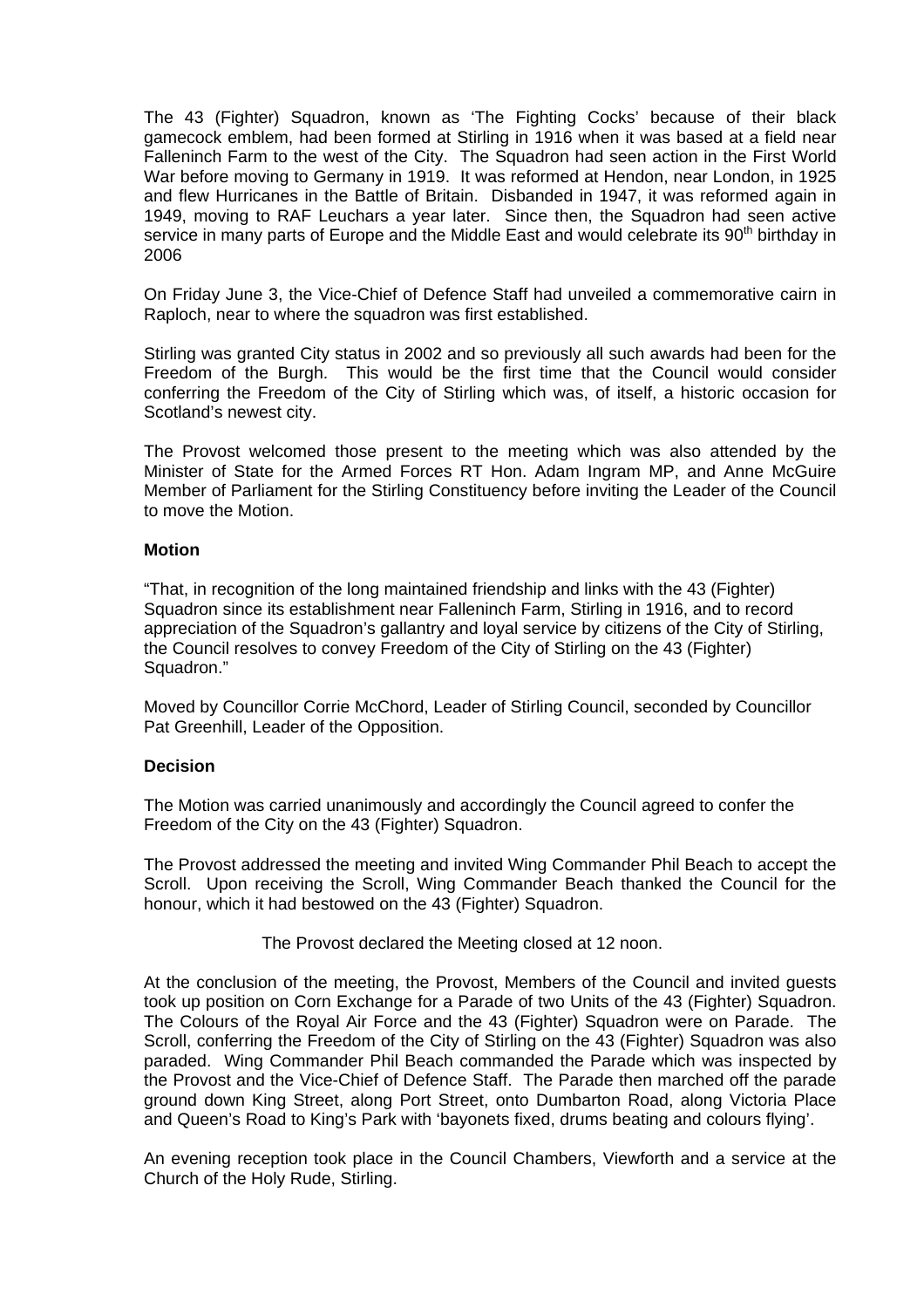The 43 (Fighter) Squadron, known as 'The Fighting Cocks' because of their black gamecock emblem, had been formed at Stirling in 1916 when it was based at a field near Falleninch Farm to the west of the City. The Squadron had seen action in the First World War before moving to Germany in 1919. It was reformed at Hendon, near London, in 1925 and flew Hurricanes in the Battle of Britain. Disbanded in 1947, it was reformed again in 1949, moving to RAF Leuchars a year later. Since then, the Squadron had seen active service in many parts of Europe and the Middle East and would celebrate its 90th birthday in 2006

On Friday June 3, the Vice-Chief of Defence Staff had unveiled a commemorative cairn in Raploch, near to where the squadron was first established.

Stirling was granted City status in 2002 and so previously all such awards had been for the Freedom of the Burgh. This would be the first time that the Council would consider conferring the Freedom of the City of Stirling which was, of itself, a historic occasion for Scotland's newest city.

The Provost welcomed those present to the meeting which was also attended by the Minister of State for the Armed Forces RT Hon. Adam Ingram MP, and Anne McGuire Member of Parliament for the Stirling Constituency before inviting the Leader of the Council to move the Motion.

**Motion**

"That, in recognition of the long maintained friendship and links with the 43 (Fighter) Squadron since its establishment near Falleninch Farm, Stirling in 1916, and to record appreciation of the Squadron's gallantry and loyal service by citizens of the City of Stirling, the Council resolves to convey Freedom of the City of Stirling on the 43 (Fighter) Squadron."

Moved by Councillor Corrie McChord, Leader of Stirling Council, seconded by Councillor Pat Greenhill, Leader of the Opposition.

**Decision**

The Motion was carried unanimously and accordingly the Council agreed to confer the Freedom of the City on the 43 (Fighter) Squadron.

The Provost addressed the meeting and invited Wing Commander Phil Beach to accept the Scroll. Upon receiving the Scroll, Wing Commander Beach thanked the Council for the honour, which it had bestowed on the 43 (Fighter) Squadron.

The Provost declared the Meeting closed at 12 noon.

At the conclusion of the meeting, the Provost, Members of the Council and invited guests took up position on Corn Exchange for a Parade of two Units of the 43 (Fighter) Squadron. The Colours of the Royal Air Force and the 43 (Fighter) Squadron were on Parade. The Scroll, conferring the Freedom of the City of Stirling on the 43 (Fighter) Squadron was also paraded. Wing Commander Phil Beach commanded the Parade which was inspected by the Provost and the Vice-Chief of Defence Staff. The Parade then marched off the parade ground down King Street, along Port Street, onto Dumbarton Road, along Victoria Place and Queen's Road to King's Park with 'bayonets fixed, drums beating and colours flying'.

An evening reception took place in the Council Chambers, Viewforth and a service at the Church of the Holy Rude, Stirling.